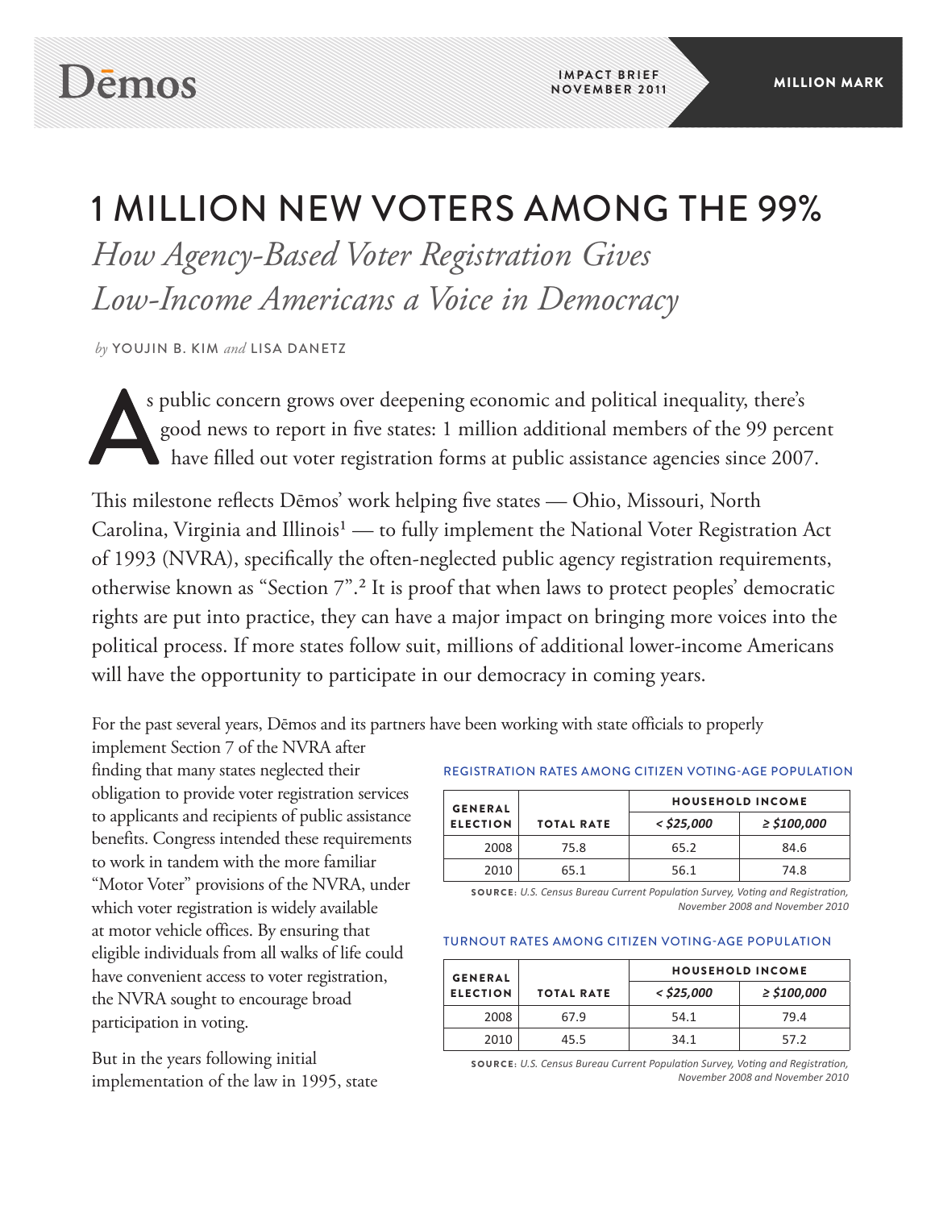Dēmos

IMPACT BRIEF
NOVEMBER 2011

MILLION MARK

# 1 MILLION NEW VOTERS AMONG THE 99%

## *How Agency-Based Voter Registration Gives Low-Income Americans a Voice in Democracy*

*by* YOUJIN B. KIM *and* LISA DANETZ

As public concern grows over deepening economic and political inequality, there's good news to report in five states: 1 million additional members of the 99 percent have filled out voter registration forms at public assistance agencies since 2007.

This milestone reflects Dēmos' work helping five states — Ohio, Missouri, North Carolina, Virginia and Illinois[1] — to fully implement the National Voter Registration Act of 1993 (NVRA), specifically the often-neglected public agency registration requirements, otherwise known as "Section 7".[2] It is proof that when laws to protect peoples' democratic rights are put into practice, they can have a major impact on bringing more voices into the political process. If more states follow suit, millions of additional lower-income Americans will have the opportunity to participate in our democracy in coming years.

For the past several years, Dēmos and its partners have been working with state officials to properly implement Section 7 of the NVRA after finding that many states neglected their obligation to provide voter registration services to applicants and recipients of public assistance benefits. Congress intended these requirements to work in tandem with the more familiar "Motor Voter" provisions of the NVRA, under which voter registration is widely available at motor vehicle offices. By ensuring that eligible individuals from all walks of life could have convenient access to voter registration, the NVRA sought to encourage broad participation in voting.

But in the years following initial implementation of the law in 1995, state

REGISTRATION RATES AMONG CITIZEN VOTING-AGE POPULATION

| GENERAL ELECTION | TOTAL RATE | HOUSEHOLD INCOME | |
|---|---|---|---|
| | | *< $25,000* | *≥ $100,000* |
| 2008 | 75.8 | 65.2 | 84.6 |
| 2010 | 65.1 | 56.1 | 74.8 |

**SOURCE:** *U.S. Census Bureau Current Population Survey, Voting and Registration, November 2008 and November 2010*

TURNOUT RATES AMONG CITIZEN VOTING-AGE POPULATION

| GENERAL ELECTION | TOTAL RATE | HOUSEHOLD INCOME | |
|---|---|---|---|
| | | *< $25,000* | *≥ $100,000* |
| 2008 | 67.9 | 54.1 | 79.4 |
| 2010 | 45.5 | 34.1 | 57.2 |

**SOURCE:** *U.S. Census Bureau Current Population Survey, Voting and Registration, November 2008 and November 2010*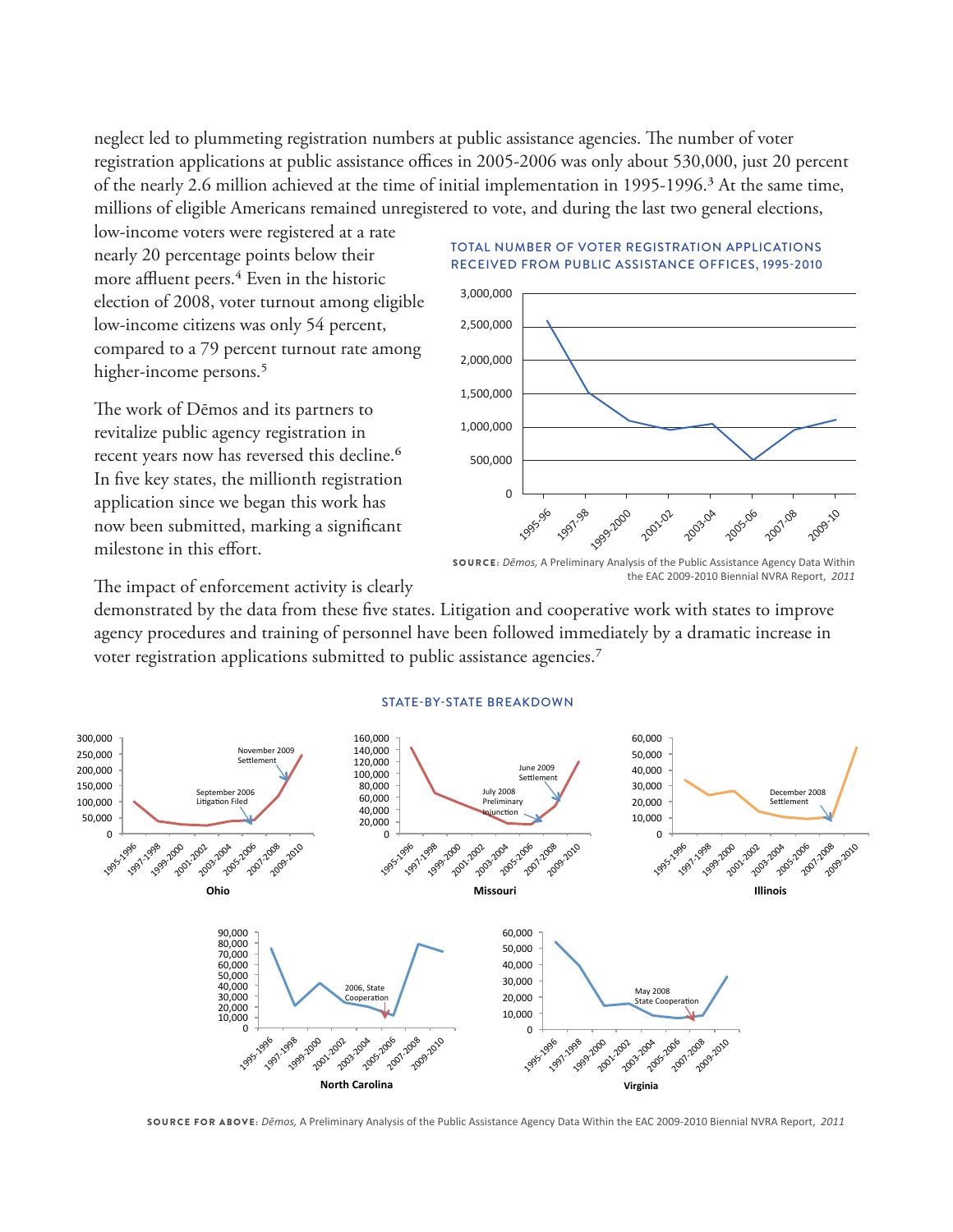neglect led to plummeting registration numbers at public assistance agencies. The number of voter registration applications at public assistance offices in 2005-2006 was only about 530,000, just 20 percent of the nearly 2.6 million achieved at the time of initial implementation in 1995-1996.[3] At the same time, millions of eligible Americans remained unregistered to vote, and during the last two general elections, low-income voters were registered at a rate nearly 20 percentage points below their more affluent peers.[4] Even in the historic election of 2008, voter turnout among eligible low-income citizens was only 54 percent, compared to a 79 percent turnout rate among higher-income persons.[5]

The work of Dēmos and its partners to revitalize public agency registration in recent years now has reversed this decline.[6] In five key states, the millionth registration application since we began this work has now been submitted, marking a significant milestone in this effort.

TOTAL NUMBER OF VOTER REGISTRATION APPLICATIONS RECEIVED FROM PUBLIC ASSISTANCE OFFICES, 1995-2010

**SOURCE:** *Dēmos,* A Preliminary Analysis of the Public Assistance Agency Data Within the EAC 2009-2010 Biennial NVRA Report, *2011*

The impact of enforcement activity is clearly demonstrated by the data from these five states. Litigation and cooperative work with states to improve agency procedures and training of personnel have been followed immediately by a dramatic increase in voter registration applications submitted to public assistance agencies.[7]

STATE-BY-STATE BREAKDOWN

**SOURCE FOR ABOVE:** *Dēmos,* A Preliminary Analysis of the Public Assistance Agency Data Within the EAC 2009-2010 Biennial NVRA Report, *2011*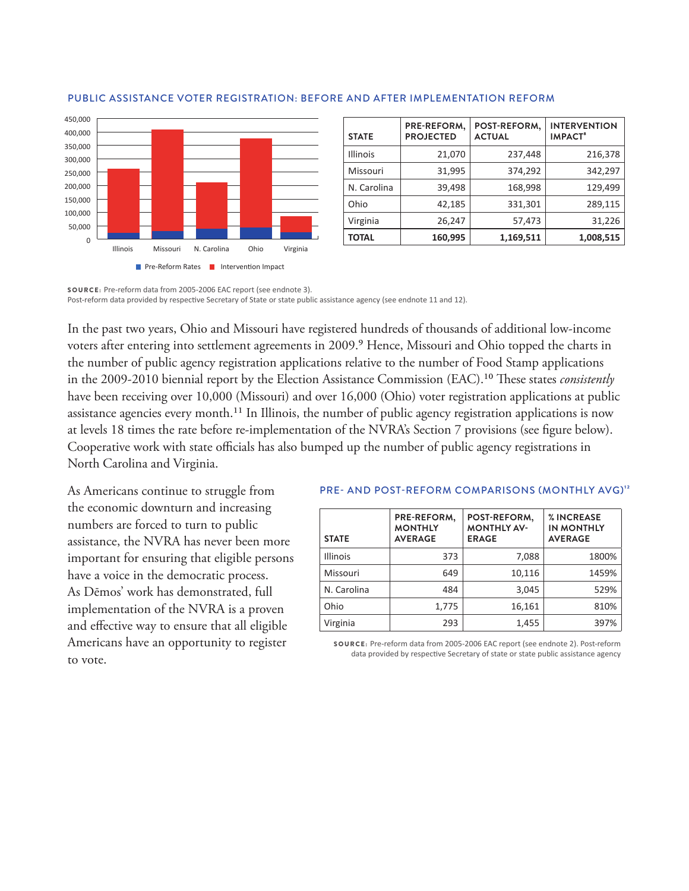## PUBLIC ASSISTANCE VOTER REGISTRATION: BEFORE AND AFTER IMPLEMENTATION REFORM

| STATE | PRE-REFORM, PROJECTED | POST-REFORM, ACTUAL | INTERVENTION IMPACT[8] |
|---|---|---|---|
| Illinois | 21,070 | 237,448 | 216,378 |
| Missouri | 31,995 | 374,292 | 342,297 |
| N. Carolina | 39,498 | 168,998 | 129,499 |
| Ohio | 42,185 | 331,301 | 289,115 |
| Virginia | 26,247 | 57,473 | 31,226 |
| **TOTAL** | **160,995** | **1,169,511** | **1,008,515** |

**SOURCE:** Pre-reform data from 2005-2006 EAC report (see endnote 3).
Post-reform data provided by respective Secretary of State or state public assistance agency (see endnote 11 and 12).

In the past two years, Ohio and Missouri have registered hundreds of thousands of additional low-income voters after entering into settlement agreements in 2009.[9] Hence, Missouri and Ohio topped the charts in the number of public agency registration applications relative to the number of Food Stamp applications in the 2009-2010 biennial report by the Election Assistance Commission (EAC).[10] These states *consistently* have been receiving over 10,000 (Missouri) and over 16,000 (Ohio) voter registration applications at public assistance agencies every month.[11] In Illinois, the number of public agency registration applications is now at levels 18 times the rate before re-implementation of the NVRA's Section 7 provisions (see figure below). Cooperative work with state officials has also bumped up the number of public agency registrations in North Carolina and Virginia.

As Americans continue to struggle from the economic downturn and increasing numbers are forced to turn to public assistance, the NVRA has never been more important for ensuring that eligible persons have a voice in the democratic process. As Dēmos' work has demonstrated, full implementation of the NVRA is a proven and effective way to ensure that all eligible Americans have an opportunity to register to vote.

## PRE- AND POST-REFORM COMPARISONS (MONTHLY AVG)[12]

| STATE | PRE-REFORM, MONTHLY AVERAGE | POST-REFORM, MONTHLY AVERAGE | % INCREASE IN MONTHLY AVERAGE |
|---|---|---|---|
| Illinois | 373 | 7,088 | 1800% |
| Missouri | 649 | 10,116 | 1459% |
| N. Carolina | 484 | 3,045 | 529% |
| Ohio | 1,775 | 16,161 | 810% |
| Virginia | 293 | 1,455 | 397% |

**SOURCE:** Pre-reform data from 2005-2006 EAC report (see endnote 2). Post-reform data provided by respective Secretary of state or state public assistance agency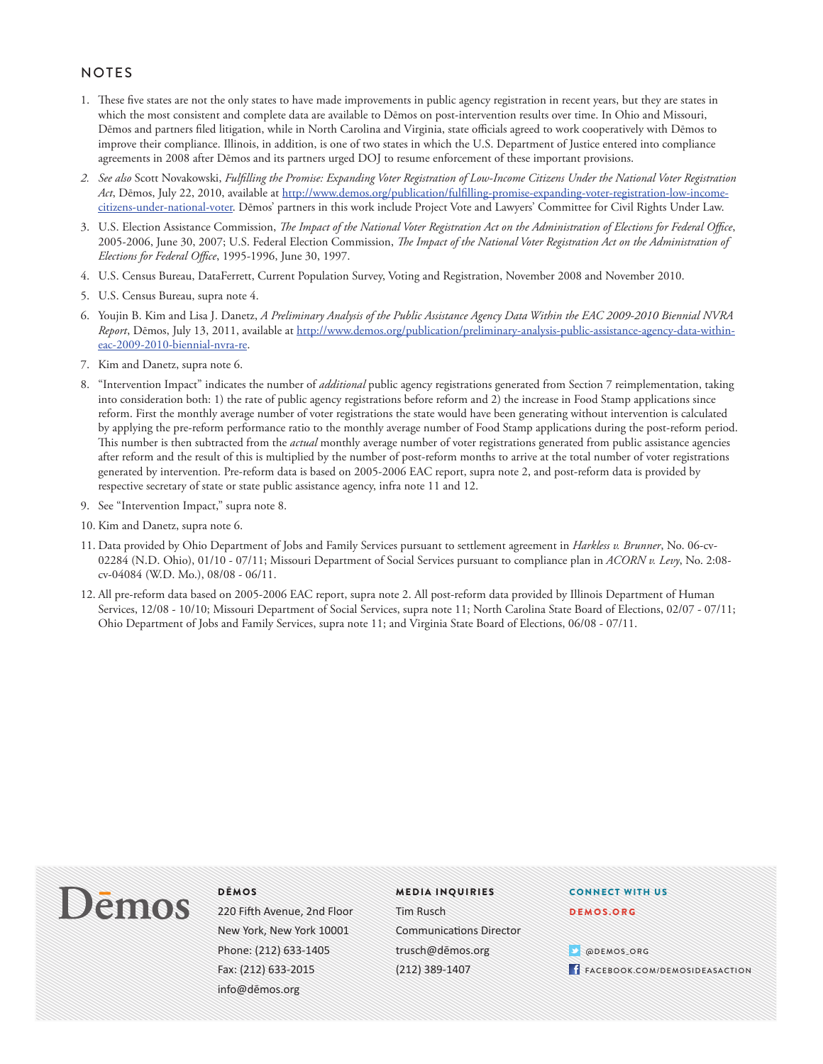## NOTES

1. These five states are not the only states to have made improvements in public agency registration in recent years, but they are states in which the most consistent and complete data are available to Dēmos on post-intervention results over time. In Ohio and Missouri, Dēmos and partners filed litigation, while in North Carolina and Virginia, state officials agreed to work cooperatively with Dēmos to improve their compliance. Illinois, in addition, is one of two states in which the U.S. Department of Justice entered into compliance agreements in 2008 after Dēmos and its partners urged DOJ to resume enforcement of these important provisions.

2. *See also* Scott Novakowski, *Fulfilling the Promise: Expanding Voter Registration of Low-Income Citizens Under the National Voter Registration Act*, Dēmos, July 22, 2010, available at http://www.demos.org/publication/fulfilling-promise-expanding-voter-registration-low-income-citizens-under-national-voter. Dēmos' partners in this work include Project Vote and Lawyers' Committee for Civil Rights Under Law.

3. U.S. Election Assistance Commission, *The Impact of the National Voter Registration Act on the Administration of Elections for Federal Office*, 2005-2006, June 30, 2007; U.S. Federal Election Commission, *The Impact of the National Voter Registration Act on the Administration of Elections for Federal Office*, 1995-1996, June 30, 1997.

4. U.S. Census Bureau, DataFerrett, Current Population Survey, Voting and Registration, November 2008 and November 2010.

5. U.S. Census Bureau, supra note 4.

6. Youjin B. Kim and Lisa J. Danetz, *A Preliminary Analysis of the Public Assistance Agency Data Within the EAC 2009-2010 Biennial NVRA Report*, Dēmos, July 13, 2011, available at http://www.demos.org/publication/preliminary-analysis-public-assistance-agency-data-within-eac-2009-2010-biennial-nvra-re.

7. Kim and Danetz, supra note 6.

8. "Intervention Impact" indicates the number of *additional* public agency registrations generated from Section 7 reimplementation, taking into consideration both: 1) the rate of public agency registrations before reform and 2) the increase in Food Stamp applications since reform. First the monthly average number of voter registrations the state would have been generating without intervention is calculated by applying the pre-reform performance ratio to the monthly average number of Food Stamp applications during the post-reform period. This number is then subtracted from the *actual* monthly average number of voter registrations generated from public assistance agencies after reform and the result of this is multiplied by the number of post-reform months to arrive at the total number of voter registrations generated by intervention. Pre-reform data is based on 2005-2006 EAC report, supra note 2, and post-reform data is provided by respective secretary of state or state public assistance agency, infra note 11 and 12.

9. See "Intervention Impact," supra note 8.

10. Kim and Danetz, supra note 6.

11. Data provided by Ohio Department of Jobs and Family Services pursuant to settlement agreement in *Harkless v. Brunner*, No. 06-cv-02284 (N.D. Ohio), 01/10 - 07/11; Missouri Department of Social Services pursuant to compliance plan in *ACORN v. Levy*, No. 2:08-cv-04084 (W.D. Mo.), 08/08 - 06/11.

12. All pre-reform data based on 2005-2006 EAC report, supra note 2. All post-reform data provided by Illinois Department of Human Services, 12/08 - 10/10; Missouri Department of Social Services, supra note 11; North Carolina State Board of Elections, 02/07 - 07/11; Ohio Department of Jobs and Family Services, supra note 11; and Virginia State Board of Elections, 06/08 - 07/11.

Dēmos

**DĒMOS**
220 Fifth Avenue, 2nd Floor
New York, New York 10001
Phone: (212) 633-1405
Fax: (212) 633-2015
info@dēmos.org

**MEDIA INQUIRIES**
Tim Rusch
Communications Director
trusch@dēmos.org
(212) 389-1407

**CONNECT WITH US**
DEMOS.ORG
@DEMOS_ORG
FACEBOOK.COM/DEMOSIDEASACTION